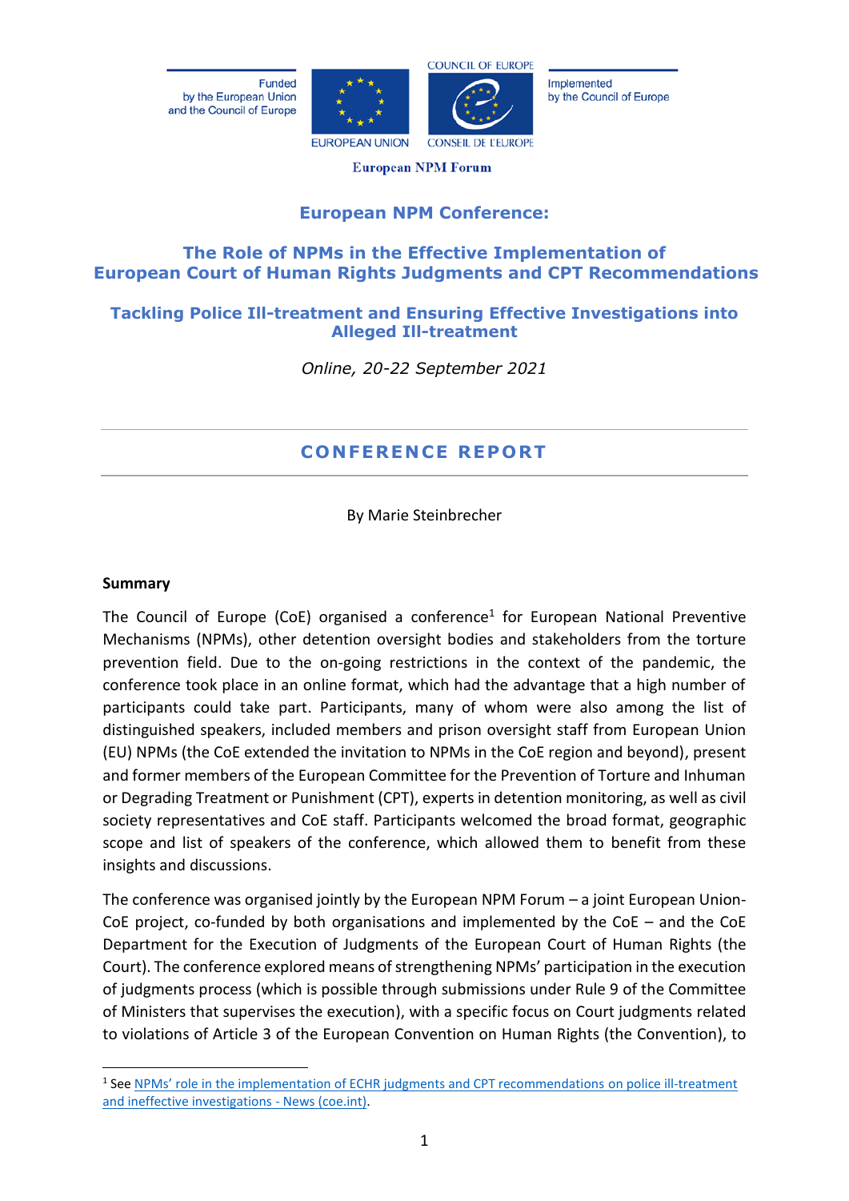Funded by the European Union and the Council of Europe

EUROPEAN UNION

COUNCIL OF EUROPE
CONSEIL DE L'EUROPE

Implemented by the Council of Europe

European NPM Forum

# European NPM Conference:

## The Role of NPMs in the Effective Implementation of European Court of Human Rights Judgments and CPT Recommendations

## Tackling Police Ill-treatment and Ensuring Effective Investigations into Alleged Ill-treatment

*Online, 20-22 September 2021*

---

# CONFERENCE REPORT

---

By Marie Steinbrecher

**Summary**

The Council of Europe (CoE) organised a conference[1] for European National Preventive Mechanisms (NPMs), other detention oversight bodies and stakeholders from the torture prevention field. Due to the on-going restrictions in the context of the pandemic, the conference took place in an online format, which had the advantage that a high number of participants could take part. Participants, many of whom were also among the list of distinguished speakers, included members and prison oversight staff from European Union (EU) NPMs (the CoE extended the invitation to NPMs in the CoE region and beyond), present and former members of the European Committee for the Prevention of Torture and Inhuman or Degrading Treatment or Punishment (CPT), experts in detention monitoring, as well as civil society representatives and CoE staff. Participants welcomed the broad format, geographic scope and list of speakers of the conference, which allowed them to benefit from these insights and discussions.

The conference was organised jointly by the European NPM Forum – a joint European Union-CoE project, co-funded by both organisations and implemented by the CoE – and the CoE Department for the Execution of Judgments of the European Court of Human Rights (the Court). The conference explored means of strengthening NPMs' participation in the execution of judgments process (which is possible through submissions under Rule 9 of the Committee of Ministers that supervises the execution), with a specific focus on Court judgments related to violations of Article 3 of the European Convention on Human Rights (the Convention), to

---

[1] See NPMs' role in the implementation of ECHR judgments and CPT recommendations on police ill-treatment and ineffective investigations - News (coe.int).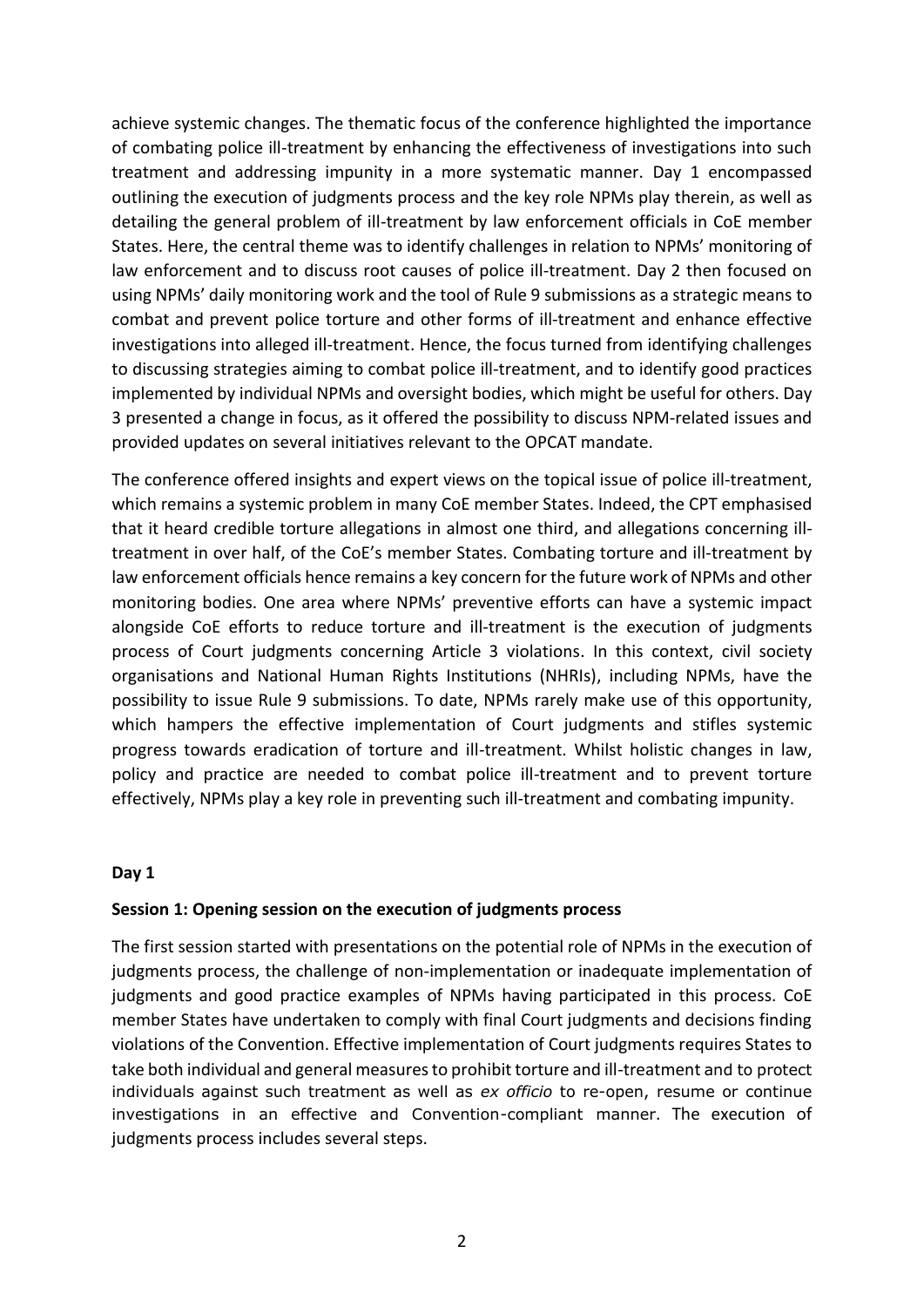achieve systemic changes. The thematic focus of the conference highlighted the importance of combating police ill-treatment by enhancing the effectiveness of investigations into such treatment and addressing impunity in a more systematic manner. Day 1 encompassed outlining the execution of judgments process and the key role NPMs play therein, as well as detailing the general problem of ill-treatment by law enforcement officials in CoE member States. Here, the central theme was to identify challenges in relation to NPMs' monitoring of law enforcement and to discuss root causes of police ill-treatment. Day 2 then focused on using NPMs' daily monitoring work and the tool of Rule 9 submissions as a strategic means to combat and prevent police torture and other forms of ill-treatment and enhance effective investigations into alleged ill-treatment. Hence, the focus turned from identifying challenges to discussing strategies aiming to combat police ill-treatment, and to identify good practices implemented by individual NPMs and oversight bodies, which might be useful for others. Day 3 presented a change in focus, as it offered the possibility to discuss NPM-related issues and provided updates on several initiatives relevant to the OPCAT mandate.

The conference offered insights and expert views on the topical issue of police ill-treatment, which remains a systemic problem in many CoE member States. Indeed, the CPT emphasised that it heard credible torture allegations in almost one third, and allegations concerning ill-treatment in over half, of the CoE's member States. Combating torture and ill-treatment by law enforcement officials hence remains a key concern for the future work of NPMs and other monitoring bodies. One area where NPMs' preventive efforts can have a systemic impact alongside CoE efforts to reduce torture and ill-treatment is the execution of judgments process of Court judgments concerning Article 3 violations. In this context, civil society organisations and National Human Rights Institutions (NHRIs), including NPMs, have the possibility to issue Rule 9 submissions. To date, NPMs rarely make use of this opportunity, which hampers the effective implementation of Court judgments and stifles systemic progress towards eradication of torture and ill-treatment. Whilst holistic changes in law, policy and practice are needed to combat police ill-treatment and to prevent torture effectively, NPMs play a key role in preventing such ill-treatment and combating impunity.

## Day 1

### Session 1: Opening session on the execution of judgments process

The first session started with presentations on the potential role of NPMs in the execution of judgments process, the challenge of non-implementation or inadequate implementation of judgments and good practice examples of NPMs having participated in this process. CoE member States have undertaken to comply with final Court judgments and decisions finding violations of the Convention. Effective implementation of Court judgments requires States to take both individual and general measures to prohibit torture and ill-treatment and to protect individuals against such treatment as well as *ex officio* to re-open, resume or continue investigations in an effective and Convention-compliant manner. The execution of judgments process includes several steps.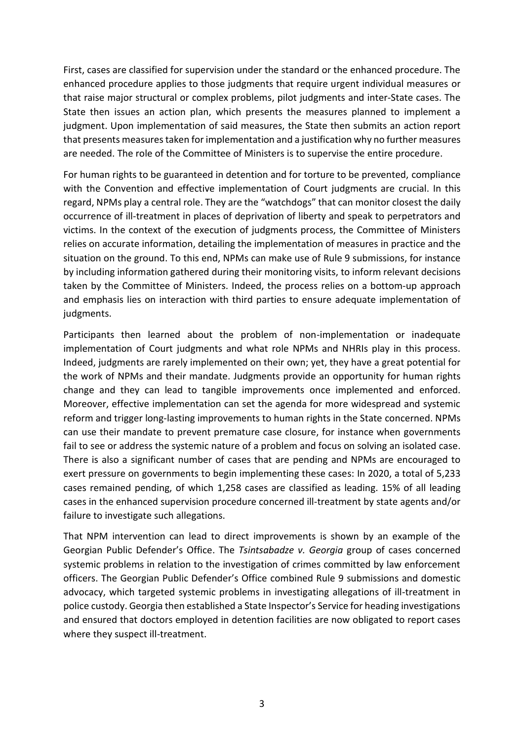First, cases are classified for supervision under the standard or the enhanced procedure. The enhanced procedure applies to those judgments that require urgent individual measures or that raise major structural or complex problems, pilot judgments and inter-State cases. The State then issues an action plan, which presents the measures planned to implement a judgment. Upon implementation of said measures, the State then submits an action report that presents measures taken for implementation and a justification why no further measures are needed. The role of the Committee of Ministers is to supervise the entire procedure.

For human rights to be guaranteed in detention and for torture to be prevented, compliance with the Convention and effective implementation of Court judgments are crucial. In this regard, NPMs play a central role. They are the "watchdogs" that can monitor closest the daily occurrence of ill-treatment in places of deprivation of liberty and speak to perpetrators and victims. In the context of the execution of judgments process, the Committee of Ministers relies on accurate information, detailing the implementation of measures in practice and the situation on the ground. To this end, NPMs can make use of Rule 9 submissions, for instance by including information gathered during their monitoring visits, to inform relevant decisions taken by the Committee of Ministers. Indeed, the process relies on a bottom-up approach and emphasis lies on interaction with third parties to ensure adequate implementation of judgments.

Participants then learned about the problem of non-implementation or inadequate implementation of Court judgments and what role NPMs and NHRIs play in this process. Indeed, judgments are rarely implemented on their own; yet, they have a great potential for the work of NPMs and their mandate. Judgments provide an opportunity for human rights change and they can lead to tangible improvements once implemented and enforced. Moreover, effective implementation can set the agenda for more widespread and systemic reform and trigger long-lasting improvements to human rights in the State concerned. NPMs can use their mandate to prevent premature case closure, for instance when governments fail to see or address the systemic nature of a problem and focus on solving an isolated case. There is also a significant number of cases that are pending and NPMs are encouraged to exert pressure on governments to begin implementing these cases: In 2020, a total of 5,233 cases remained pending, of which 1,258 cases are classified as leading. 15% of all leading cases in the enhanced supervision procedure concerned ill-treatment by state agents and/or failure to investigate such allegations.

That NPM intervention can lead to direct improvements is shown by an example of the Georgian Public Defender's Office. The *Tsintsabadze v. Georgia* group of cases concerned systemic problems in relation to the investigation of crimes committed by law enforcement officers. The Georgian Public Defender's Office combined Rule 9 submissions and domestic advocacy, which targeted systemic problems in investigating allegations of ill-treatment in police custody. Georgia then established a State Inspector's Service for heading investigations and ensured that doctors employed in detention facilities are now obligated to report cases where they suspect ill-treatment.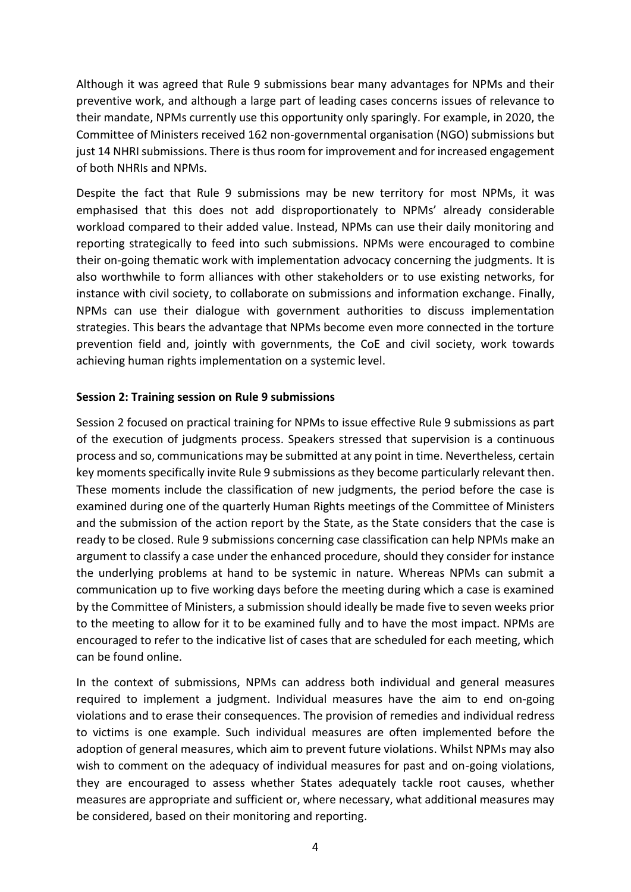Although it was agreed that Rule 9 submissions bear many advantages for NPMs and their preventive work, and although a large part of leading cases concerns issues of relevance to their mandate, NPMs currently use this opportunity only sparingly. For example, in 2020, the Committee of Ministers received 162 non-governmental organisation (NGO) submissions but just 14 NHRI submissions. There is thus room for improvement and for increased engagement of both NHRIs and NPMs.

Despite the fact that Rule 9 submissions may be new territory for most NPMs, it was emphasised that this does not add disproportionately to NPMs' already considerable workload compared to their added value. Instead, NPMs can use their daily monitoring and reporting strategically to feed into such submissions. NPMs were encouraged to combine their on-going thematic work with implementation advocacy concerning the judgments. It is also worthwhile to form alliances with other stakeholders or to use existing networks, for instance with civil society, to collaborate on submissions and information exchange. Finally, NPMs can use their dialogue with government authorities to discuss implementation strategies. This bears the advantage that NPMs become even more connected in the torture prevention field and, jointly with governments, the CoE and civil society, work towards achieving human rights implementation on a systemic level.

**Session 2: Training session on Rule 9 submissions**

Session 2 focused on practical training for NPMs to issue effective Rule 9 submissions as part of the execution of judgments process. Speakers stressed that supervision is a continuous process and so, communications may be submitted at any point in time. Nevertheless, certain key moments specifically invite Rule 9 submissions as they become particularly relevant then. These moments include the classification of new judgments, the period before the case is examined during one of the quarterly Human Rights meetings of the Committee of Ministers and the submission of the action report by the State, as the State considers that the case is ready to be closed. Rule 9 submissions concerning case classification can help NPMs make an argument to classify a case under the enhanced procedure, should they consider for instance the underlying problems at hand to be systemic in nature. Whereas NPMs can submit a communication up to five working days before the meeting during which a case is examined by the Committee of Ministers, a submission should ideally be made five to seven weeks prior to the meeting to allow for it to be examined fully and to have the most impact. NPMs are encouraged to refer to the indicative list of cases that are scheduled for each meeting, which can be found online.

In the context of submissions, NPMs can address both individual and general measures required to implement a judgment. Individual measures have the aim to end on-going violations and to erase their consequences. The provision of remedies and individual redress to victims is one example. Such individual measures are often implemented before the adoption of general measures, which aim to prevent future violations. Whilst NPMs may also wish to comment on the adequacy of individual measures for past and on-going violations, they are encouraged to assess whether States adequately tackle root causes, whether measures are appropriate and sufficient or, where necessary, what additional measures may be considered, based on their monitoring and reporting.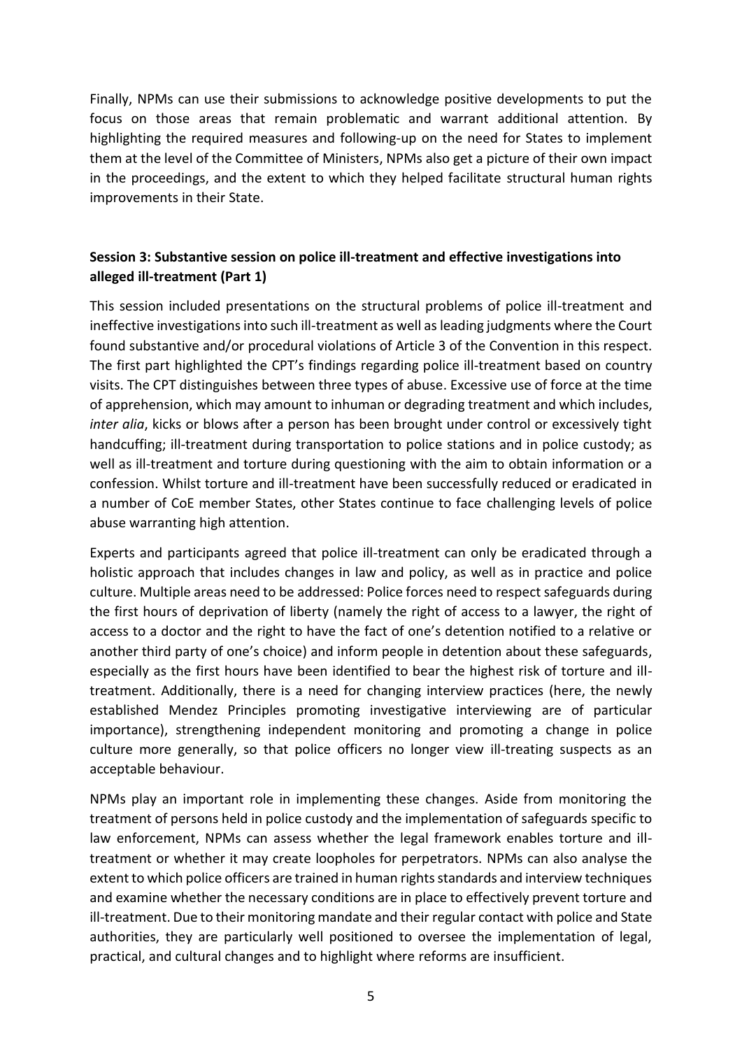Finally, NPMs can use their submissions to acknowledge positive developments to put the focus on those areas that remain problematic and warrant additional attention. By highlighting the required measures and following-up on the need for States to implement them at the level of the Committee of Ministers, NPMs also get a picture of their own impact in the proceedings, and the extent to which they helped facilitate structural human rights improvements in their State.

**Session 3: Substantive session on police ill-treatment and effective investigations into alleged ill-treatment (Part 1)**

This session included presentations on the structural problems of police ill-treatment and ineffective investigations into such ill-treatment as well as leading judgments where the Court found substantive and/or procedural violations of Article 3 of the Convention in this respect. The first part highlighted the CPT's findings regarding police ill-treatment based on country visits. The CPT distinguishes between three types of abuse. Excessive use of force at the time of apprehension, which may amount to inhuman or degrading treatment and which includes, *inter alia*, kicks or blows after a person has been brought under control or excessively tight handcuffing; ill-treatment during transportation to police stations and in police custody; as well as ill-treatment and torture during questioning with the aim to obtain information or a confession. Whilst torture and ill-treatment have been successfully reduced or eradicated in a number of CoE member States, other States continue to face challenging levels of police abuse warranting high attention.

Experts and participants agreed that police ill-treatment can only be eradicated through a holistic approach that includes changes in law and policy, as well as in practice and police culture. Multiple areas need to be addressed: Police forces need to respect safeguards during the first hours of deprivation of liberty (namely the right of access to a lawyer, the right of access to a doctor and the right to have the fact of one's detention notified to a relative or another third party of one's choice) and inform people in detention about these safeguards, especially as the first hours have been identified to bear the highest risk of torture and ill-treatment. Additionally, there is a need for changing interview practices (here, the newly established Mendez Principles promoting investigative interviewing are of particular importance), strengthening independent monitoring and promoting a change in police culture more generally, so that police officers no longer view ill-treating suspects as an acceptable behaviour.

NPMs play an important role in implementing these changes. Aside from monitoring the treatment of persons held in police custody and the implementation of safeguards specific to law enforcement, NPMs can assess whether the legal framework enables torture and ill-treatment or whether it may create loopholes for perpetrators. NPMs can also analyse the extent to which police officers are trained in human rights standards and interview techniques and examine whether the necessary conditions are in place to effectively prevent torture and ill-treatment. Due to their monitoring mandate and their regular contact with police and State authorities, they are particularly well positioned to oversee the implementation of legal, practical, and cultural changes and to highlight where reforms are insufficient.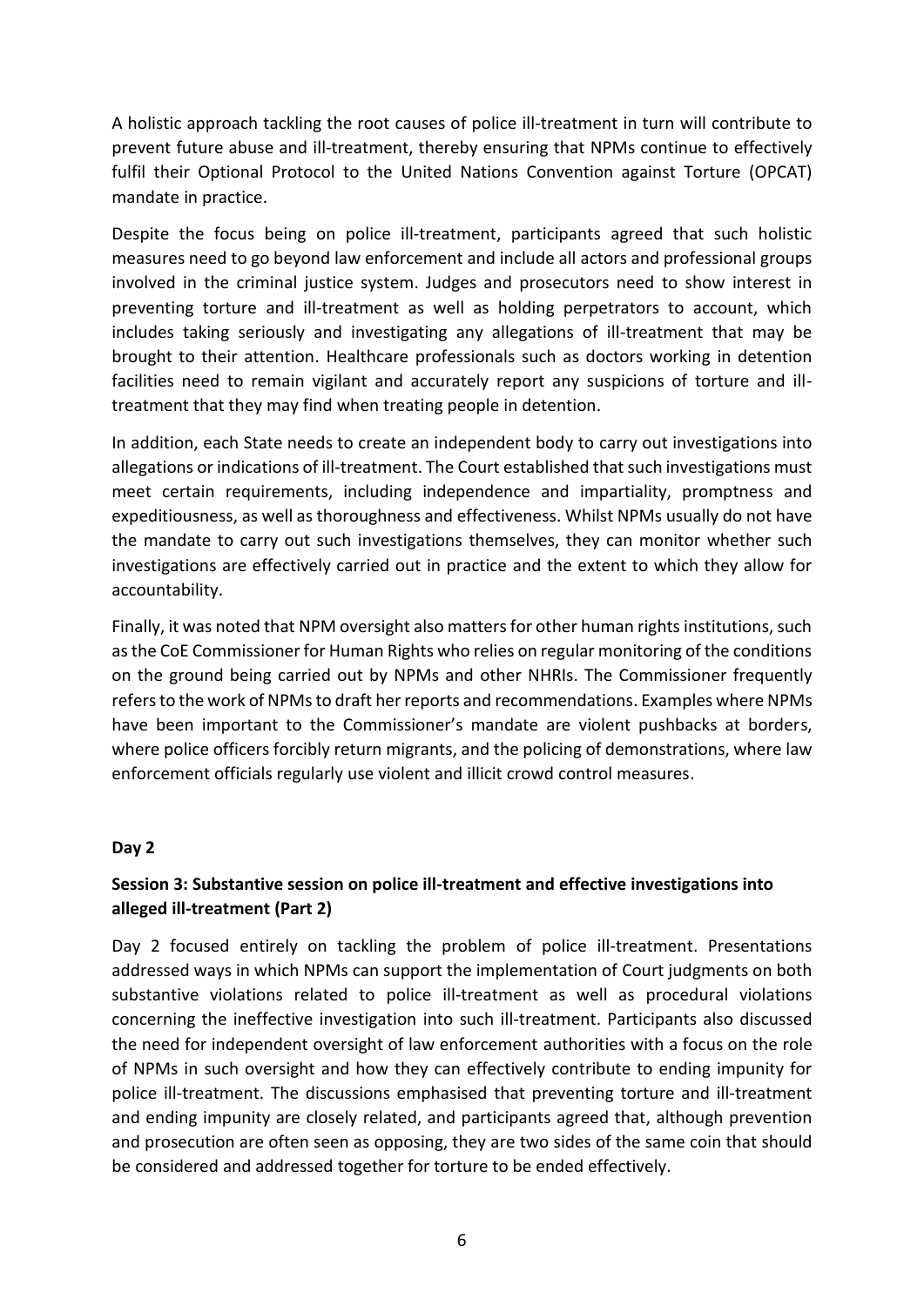A holistic approach tackling the root causes of police ill-treatment in turn will contribute to prevent future abuse and ill-treatment, thereby ensuring that NPMs continue to effectively fulfil their Optional Protocol to the United Nations Convention against Torture (OPCAT) mandate in practice.

Despite the focus being on police ill-treatment, participants agreed that such holistic measures need to go beyond law enforcement and include all actors and professional groups involved in the criminal justice system. Judges and prosecutors need to show interest in preventing torture and ill-treatment as well as holding perpetrators to account, which includes taking seriously and investigating any allegations of ill-treatment that may be brought to their attention. Healthcare professionals such as doctors working in detention facilities need to remain vigilant and accurately report any suspicions of torture and ill-treatment that they may find when treating people in detention.

In addition, each State needs to create an independent body to carry out investigations into allegations or indications of ill-treatment. The Court established that such investigations must meet certain requirements, including independence and impartiality, promptness and expeditiousness, as well as thoroughness and effectiveness. Whilst NPMs usually do not have the mandate to carry out such investigations themselves, they can monitor whether such investigations are effectively carried out in practice and the extent to which they allow for accountability.

Finally, it was noted that NPM oversight also matters for other human rights institutions, such as the CoE Commissioner for Human Rights who relies on regular monitoring of the conditions on the ground being carried out by NPMs and other NHRIs. The Commissioner frequently refers to the work of NPMs to draft her reports and recommendations. Examples where NPMs have been important to the Commissioner's mandate are violent pushbacks at borders, where police officers forcibly return migrants, and the policing of demonstrations, where law enforcement officials regularly use violent and illicit crowd control measures.

## Day 2

### Session 3: Substantive session on police ill-treatment and effective investigations into alleged ill-treatment (Part 2)

Day 2 focused entirely on tackling the problem of police ill-treatment. Presentations addressed ways in which NPMs can support the implementation of Court judgments on both substantive violations related to police ill-treatment as well as procedural violations concerning the ineffective investigation into such ill-treatment. Participants also discussed the need for independent oversight of law enforcement authorities with a focus on the role of NPMs in such oversight and how they can effectively contribute to ending impunity for police ill-treatment. The discussions emphasised that preventing torture and ill-treatment and ending impunity are closely related, and participants agreed that, although prevention and prosecution are often seen as opposing, they are two sides of the same coin that should be considered and addressed together for torture to be ended effectively.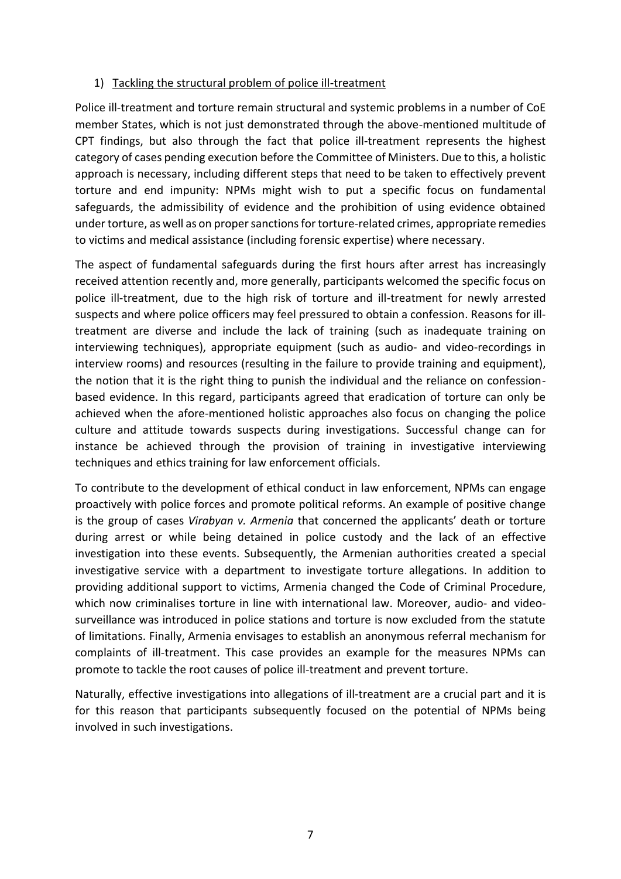1) <u>Tackling the structural problem of police ill-treatment</u>

Police ill-treatment and torture remain structural and systemic problems in a number of CoE member States, which is not just demonstrated through the above-mentioned multitude of CPT findings, but also through the fact that police ill-treatment represents the highest category of cases pending execution before the Committee of Ministers. Due to this, a holistic approach is necessary, including different steps that need to be taken to effectively prevent torture and end impunity: NPMs might wish to put a specific focus on fundamental safeguards, the admissibility of evidence and the prohibition of using evidence obtained under torture, as well as on proper sanctions for torture-related crimes, appropriate remedies to victims and medical assistance (including forensic expertise) where necessary.

The aspect of fundamental safeguards during the first hours after arrest has increasingly received attention recently and, more generally, participants welcomed the specific focus on police ill-treatment, due to the high risk of torture and ill-treatment for newly arrested suspects and where police officers may feel pressured to obtain a confession. Reasons for ill-treatment are diverse and include the lack of training (such as inadequate training on interviewing techniques), appropriate equipment (such as audio- and video-recordings in interview rooms) and resources (resulting in the failure to provide training and equipment), the notion that it is the right thing to punish the individual and the reliance on confession-based evidence. In this regard, participants agreed that eradication of torture can only be achieved when the afore-mentioned holistic approaches also focus on changing the police culture and attitude towards suspects during investigations. Successful change can for instance be achieved through the provision of training in investigative interviewing techniques and ethics training for law enforcement officials.

To contribute to the development of ethical conduct in law enforcement, NPMs can engage proactively with police forces and promote political reforms. An example of positive change is the group of cases *Virabyan v. Armenia* that concerned the applicants' death or torture during arrest or while being detained in police custody and the lack of an effective investigation into these events. Subsequently, the Armenian authorities created a special investigative service with a department to investigate torture allegations. In addition to providing additional support to victims, Armenia changed the Code of Criminal Procedure, which now criminalises torture in line with international law. Moreover, audio- and video-surveillance was introduced in police stations and torture is now excluded from the statute of limitations. Finally, Armenia envisages to establish an anonymous referral mechanism for complaints of ill-treatment. This case provides an example for the measures NPMs can promote to tackle the root causes of police ill-treatment and prevent torture.

Naturally, effective investigations into allegations of ill-treatment are a crucial part and it is for this reason that participants subsequently focused on the potential of NPMs being involved in such investigations.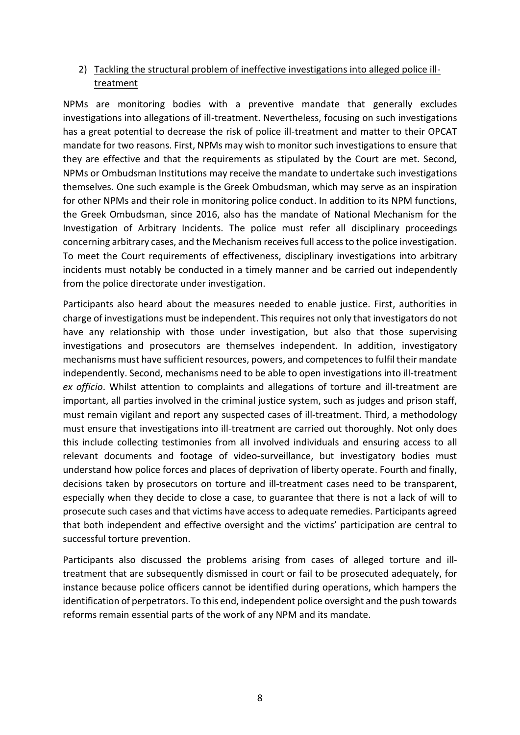2) Tackling the structural problem of ineffective investigations into alleged police ill-treatment

NPMs are monitoring bodies with a preventive mandate that generally excludes investigations into allegations of ill-treatment. Nevertheless, focusing on such investigations has a great potential to decrease the risk of police ill-treatment and matter to their OPCAT mandate for two reasons. First, NPMs may wish to monitor such investigations to ensure that they are effective and that the requirements as stipulated by the Court are met. Second, NPMs or Ombudsman Institutions may receive the mandate to undertake such investigations themselves. One such example is the Greek Ombudsman, which may serve as an inspiration for other NPMs and their role in monitoring police conduct. In addition to its NPM functions, the Greek Ombudsman, since 2016, also has the mandate of National Mechanism for the Investigation of Arbitrary Incidents. The police must refer all disciplinary proceedings concerning arbitrary cases, and the Mechanism receives full access to the police investigation. To meet the Court requirements of effectiveness, disciplinary investigations into arbitrary incidents must notably be conducted in a timely manner and be carried out independently from the police directorate under investigation.

Participants also heard about the measures needed to enable justice. First, authorities in charge of investigations must be independent. This requires not only that investigators do not have any relationship with those under investigation, but also that those supervising investigations and prosecutors are themselves independent. In addition, investigatory mechanisms must have sufficient resources, powers, and competences to fulfil their mandate independently. Second, mechanisms need to be able to open investigations into ill-treatment *ex officio*. Whilst attention to complaints and allegations of torture and ill-treatment are important, all parties involved in the criminal justice system, such as judges and prison staff, must remain vigilant and report any suspected cases of ill-treatment. Third, a methodology must ensure that investigations into ill-treatment are carried out thoroughly. Not only does this include collecting testimonies from all involved individuals and ensuring access to all relevant documents and footage of video-surveillance, but investigatory bodies must understand how police forces and places of deprivation of liberty operate. Fourth and finally, decisions taken by prosecutors on torture and ill-treatment cases need to be transparent, especially when they decide to close a case, to guarantee that there is not a lack of will to prosecute such cases and that victims have access to adequate remedies. Participants agreed that both independent and effective oversight and the victims' participation are central to successful torture prevention.

Participants also discussed the problems arising from cases of alleged torture and ill-treatment that are subsequently dismissed in court or fail to be prosecuted adequately, for instance because police officers cannot be identified during operations, which hampers the identification of perpetrators. To this end, independent police oversight and the push towards reforms remain essential parts of the work of any NPM and its mandate.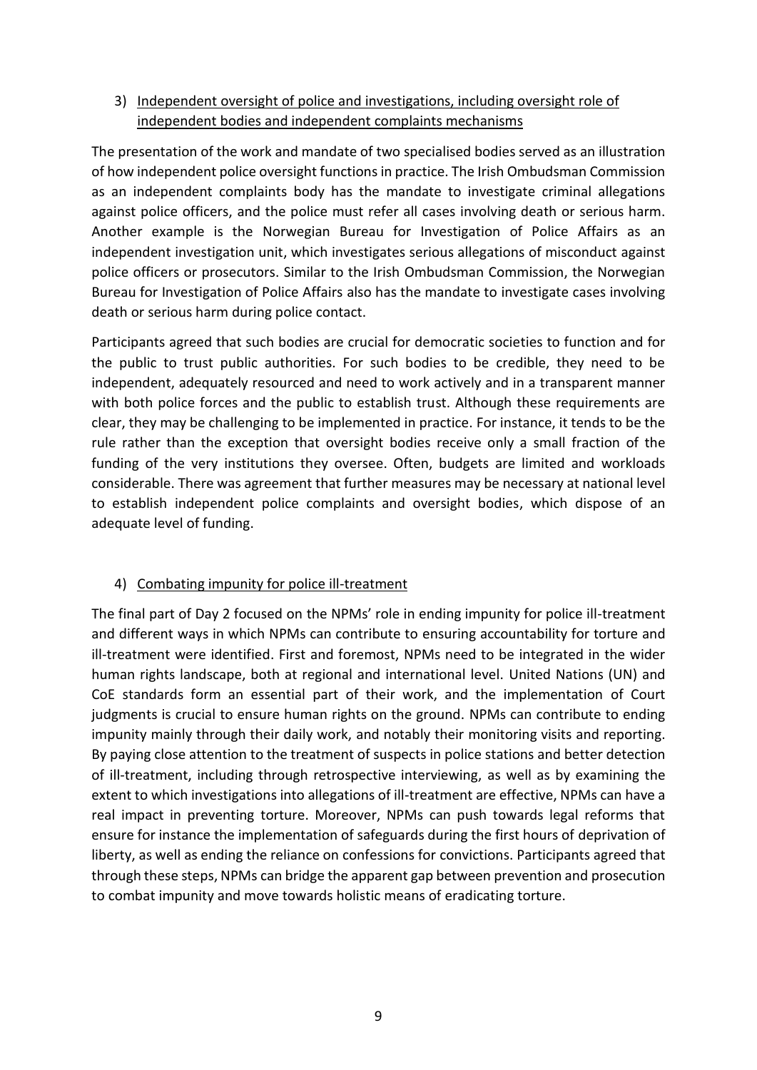3) Independent oversight of police and investigations, including oversight role of independent bodies and independent complaints mechanisms

The presentation of the work and mandate of two specialised bodies served as an illustration of how independent police oversight functions in practice. The Irish Ombudsman Commission as an independent complaints body has the mandate to investigate criminal allegations against police officers, and the police must refer all cases involving death or serious harm. Another example is the Norwegian Bureau for Investigation of Police Affairs as an independent investigation unit, which investigates serious allegations of misconduct against police officers or prosecutors. Similar to the Irish Ombudsman Commission, the Norwegian Bureau for Investigation of Police Affairs also has the mandate to investigate cases involving death or serious harm during police contact.

Participants agreed that such bodies are crucial for democratic societies to function and for the public to trust public authorities. For such bodies to be credible, they need to be independent, adequately resourced and need to work actively and in a transparent manner with both police forces and the public to establish trust. Although these requirements are clear, they may be challenging to be implemented in practice. For instance, it tends to be the rule rather than the exception that oversight bodies receive only a small fraction of the funding of the very institutions they oversee. Often, budgets are limited and workloads considerable. There was agreement that further measures may be necessary at national level to establish independent police complaints and oversight bodies, which dispose of an adequate level of funding.

4) Combating impunity for police ill-treatment

The final part of Day 2 focused on the NPMs' role in ending impunity for police ill-treatment and different ways in which NPMs can contribute to ensuring accountability for torture and ill-treatment were identified. First and foremost, NPMs need to be integrated in the wider human rights landscape, both at regional and international level. United Nations (UN) and CoE standards form an essential part of their work, and the implementation of Court judgments is crucial to ensure human rights on the ground. NPMs can contribute to ending impunity mainly through their daily work, and notably their monitoring visits and reporting. By paying close attention to the treatment of suspects in police stations and better detection of ill-treatment, including through retrospective interviewing, as well as by examining the extent to which investigations into allegations of ill-treatment are effective, NPMs can have a real impact in preventing torture. Moreover, NPMs can push towards legal reforms that ensure for instance the implementation of safeguards during the first hours of deprivation of liberty, as well as ending the reliance on confessions for convictions. Participants agreed that through these steps, NPMs can bridge the apparent gap between prevention and prosecution to combat impunity and move towards holistic means of eradicating torture.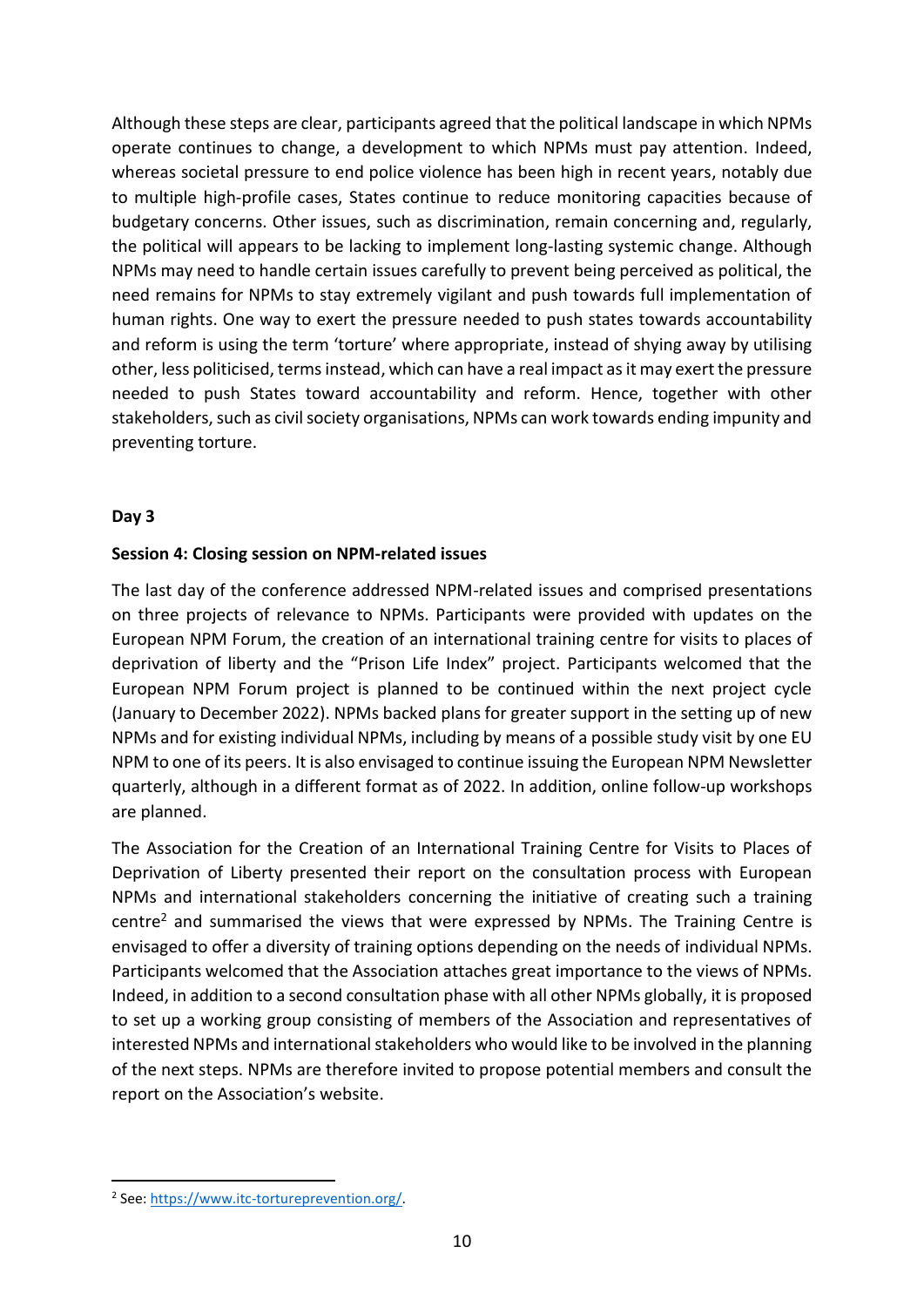Although these steps are clear, participants agreed that the political landscape in which NPMs operate continues to change, a development to which NPMs must pay attention. Indeed, whereas societal pressure to end police violence has been high in recent years, notably due to multiple high-profile cases, States continue to reduce monitoring capacities because of budgetary concerns. Other issues, such as discrimination, remain concerning and, regularly, the political will appears to be lacking to implement long-lasting systemic change. Although NPMs may need to handle certain issues carefully to prevent being perceived as political, the need remains for NPMs to stay extremely vigilant and push towards full implementation of human rights. One way to exert the pressure needed to push states towards accountability and reform is using the term 'torture' where appropriate, instead of shying away by utilising other, less politicised, terms instead, which can have a real impact as it may exert the pressure needed to push States toward accountability and reform. Hence, together with other stakeholders, such as civil society organisations, NPMs can work towards ending impunity and preventing torture.

**Day 3**

**Session 4: Closing session on NPM-related issues**

The last day of the conference addressed NPM-related issues and comprised presentations on three projects of relevance to NPMs. Participants were provided with updates on the European NPM Forum, the creation of an international training centre for visits to places of deprivation of liberty and the "Prison Life Index" project. Participants welcomed that the European NPM Forum project is planned to be continued within the next project cycle (January to December 2022). NPMs backed plans for greater support in the setting up of new NPMs and for existing individual NPMs, including by means of a possible study visit by one EU NPM to one of its peers. It is also envisaged to continue issuing the European NPM Newsletter quarterly, although in a different format as of 2022. In addition, online follow-up workshops are planned.

The Association for the Creation of an International Training Centre for Visits to Places of Deprivation of Liberty presented their report on the consultation process with European NPMs and international stakeholders concerning the initiative of creating such a training centre[2] and summarised the views that were expressed by NPMs. The Training Centre is envisaged to offer a diversity of training options depending on the needs of individual NPMs. Participants welcomed that the Association attaches great importance to the views of NPMs. Indeed, in addition to a second consultation phase with all other NPMs globally, it is proposed to set up a working group consisting of members of the Association and representatives of interested NPMs and international stakeholders who would like to be involved in the planning of the next steps. NPMs are therefore invited to propose potential members and consult the report on the Association's website.

---

[2] See: https://www.itc-tortureprevention.org/.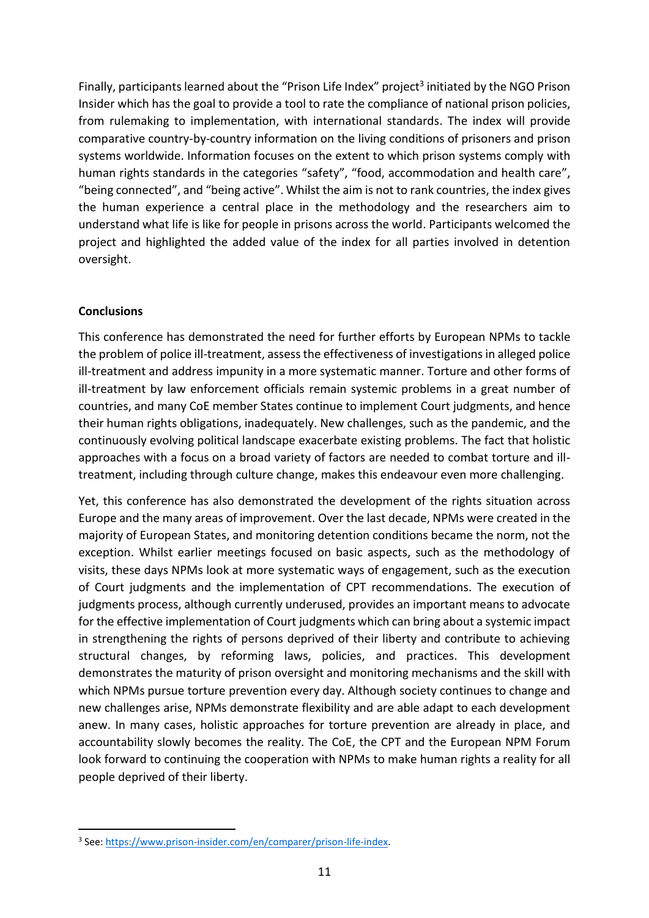Finally, participants learned about the "Prison Life Index" project[3] initiated by the NGO Prison Insider which has the goal to provide a tool to rate the compliance of national prison policies, from rulemaking to implementation, with international standards. The index will provide comparative country-by-country information on the living conditions of prisoners and prison systems worldwide. Information focuses on the extent to which prison systems comply with human rights standards in the categories "safety", "food, accommodation and health care", "being connected", and "being active". Whilst the aim is not to rank countries, the index gives the human experience a central place in the methodology and the researchers aim to understand what life is like for people in prisons across the world. Participants welcomed the project and highlighted the added value of the index for all parties involved in detention oversight.

**Conclusions**

This conference has demonstrated the need for further efforts by European NPMs to tackle the problem of police ill-treatment, assess the effectiveness of investigations in alleged police ill-treatment and address impunity in a more systematic manner. Torture and other forms of ill-treatment by law enforcement officials remain systemic problems in a great number of countries, and many CoE member States continue to implement Court judgments, and hence their human rights obligations, inadequately. New challenges, such as the pandemic, and the continuously evolving political landscape exacerbate existing problems. The fact that holistic approaches with a focus on a broad variety of factors are needed to combat torture and ill-treatment, including through culture change, makes this endeavour even more challenging.

Yet, this conference has also demonstrated the development of the rights situation across Europe and the many areas of improvement. Over the last decade, NPMs were created in the majority of European States, and monitoring detention conditions became the norm, not the exception. Whilst earlier meetings focused on basic aspects, such as the methodology of visits, these days NPMs look at more systematic ways of engagement, such as the execution of Court judgments and the implementation of CPT recommendations. The execution of judgments process, although currently underused, provides an important means to advocate for the effective implementation of Court judgments which can bring about a systemic impact in strengthening the rights of persons deprived of their liberty and contribute to achieving structural changes, by reforming laws, policies, and practices. This development demonstrates the maturity of prison oversight and monitoring mechanisms and the skill with which NPMs pursue torture prevention every day. Although society continues to change and new challenges arise, NPMs demonstrate flexibility and are able adapt to each development anew. In many cases, holistic approaches for torture prevention are already in place, and accountability slowly becomes the reality. The CoE, the CPT and the European NPM Forum look forward to continuing the cooperation with NPMs to make human rights a reality for all people deprived of their liberty.

---

[3] See: https://www.prison-insider.com/en/comparer/prison-life-index.